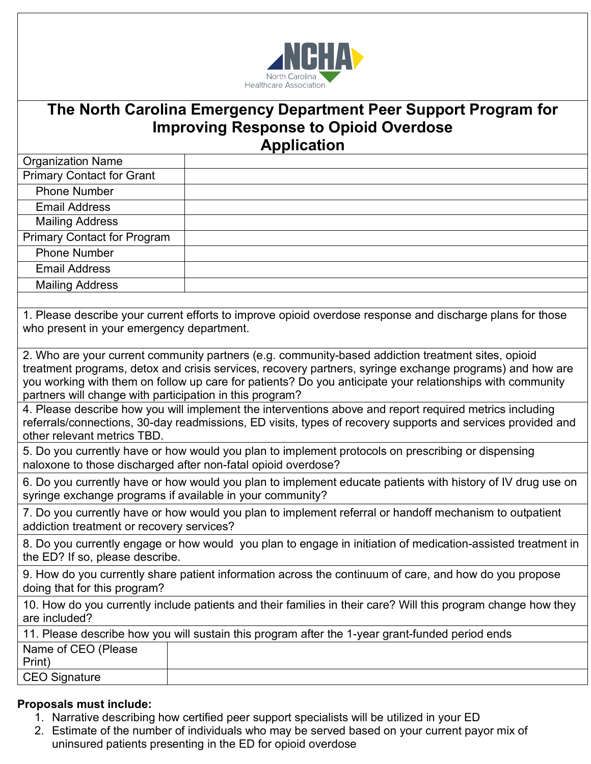NCHA
North Carolina Healthcare Association

# The North Carolina Emergency Department Peer Support Program for Improving Response to Opioid Overdose
# Application

| | |
|---|---|
| Organization Name | |
| Primary Contact for Grant | |
| Phone Number | |
| Email Address | |
| Mailing Address | |
| Primary Contact for Program | |
| Phone Number | |
| Email Address | |
| Mailing Address | |

1. Please describe your current efforts to improve opioid overdose response and discharge plans for those who present in your emergency department.

2. Who are your current community partners (e.g. community-based addiction treatment sites, opioid treatment programs, detox and crisis services, recovery partners, syringe exchange programs) and how are you working with them on follow up care for patients? Do you anticipate your relationships with community partners will change with participation in this program?

4. Please describe how you will implement the interventions above and report required metrics including referrals/connections, 30-day readmissions, ED visits, types of recovery supports and services provided and other relevant metrics TBD.

5. Do you currently have or how would you plan to implement protocols on prescribing or dispensing naloxone to those discharged after non-fatal opioid overdose?

6. Do you currently have or how would you plan to implement educate patients with history of IV drug use on syringe exchange programs if available in your community?

7. Do you currently have or how would you plan to implement referral or handoff mechanism to outpatient addiction treatment or recovery services?

8. Do you currently engage or how would you plan to engage in initiation of medication-assisted treatment in the ED? If so, please describe.

9. How do you currently share patient information across the continuum of care, and how do you propose doing that for this program?

10. How do you currently include patients and their families in their care? Will this program change how they are included?

11. Please describe how you will sustain this program after the 1-year grant-funded period ends

| | |
|---|---|
| Name of CEO (Please Print) | |
| CEO Signature | |

**Proposals must include:**

1. Narrative describing how certified peer support specialists will be utilized in your ED
2. Estimate of the number of individuals who may be served based on your current payor mix of uninsured patients presenting in the ED for opioid overdose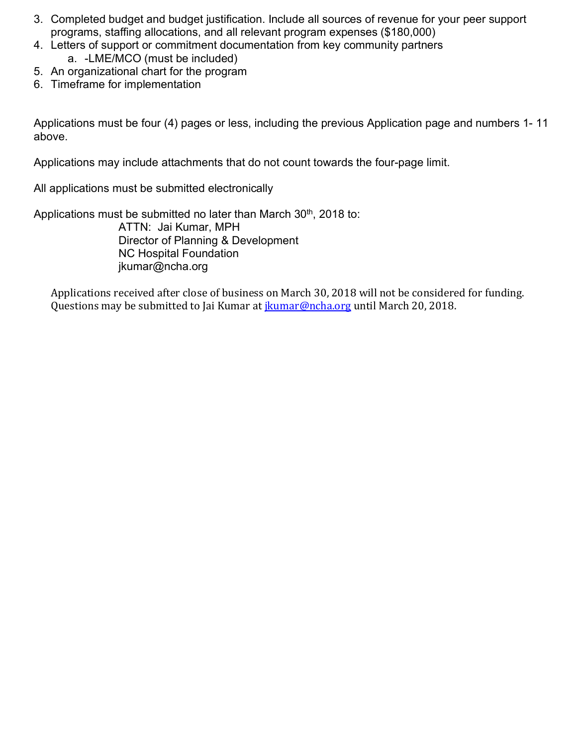3. Completed budget and budget justification. Include all sources of revenue for your peer support programs, staffing allocations, and all relevant program expenses ($180,000)
4. Letters of support or commitment documentation from key community partners
    a. -LME/MCO (must be included)
5. An organizational chart for the program
6. Timeframe for implementation

Applications must be four (4) pages or less, including the previous Application page and numbers 1- 11 above.

Applications may include attachments that do not count towards the four-page limit.

All applications must be submitted electronically

Applications must be submitted no later than March 30th, 2018 to:

ATTN: Jai Kumar, MPH
Director of Planning & Development
NC Hospital Foundation
jkumar@ncha.org

Applications received after close of business on March 30, 2018 will not be considered for funding. Questions may be submitted to Jai Kumar at jkumar@ncha.org until March 20, 2018.